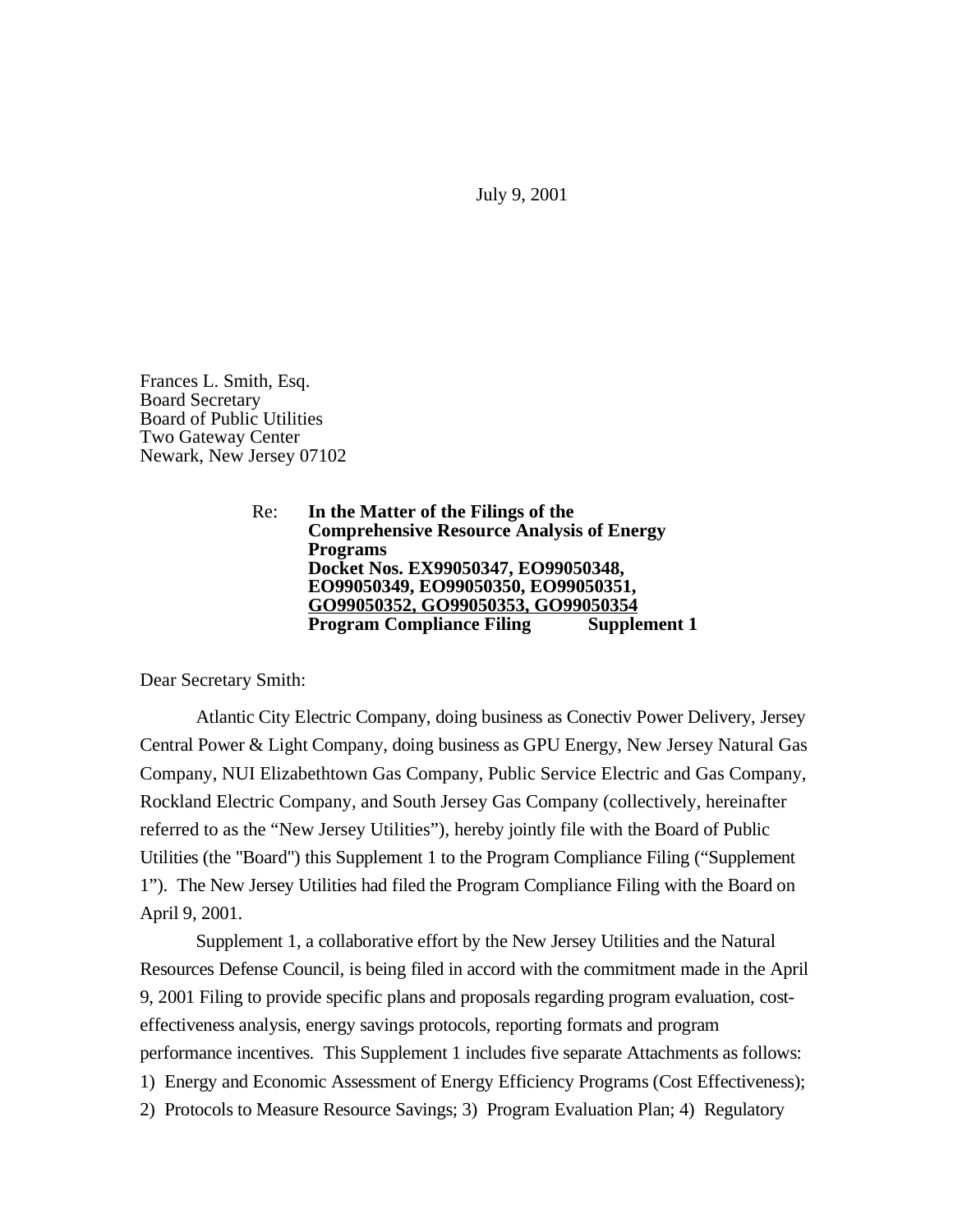July 9, 2001

Frances L. Smith, Esq.
Board Secretary
Board of Public Utilities
Two Gateway Center
Newark, New Jersey 07102

Re: **In the Matter of the Filings of the Comprehensive Resource Analysis of Energy Programs**
**Docket Nos. EX99050347, EO99050348, EO99050349, EO99050350, EO99050351, GO99050352, GO99050353, GO99050354**
**Program Compliance Filing Supplement 1**

Dear Secretary Smith:

Atlantic City Electric Company, doing business as Conectiv Power Delivery, Jersey Central Power & Light Company, doing business as GPU Energy, New Jersey Natural Gas Company, NUI Elizabethtown Gas Company, Public Service Electric and Gas Company, Rockland Electric Company, and South Jersey Gas Company (collectively, hereinafter referred to as the "New Jersey Utilities"), hereby jointly file with the Board of Public Utilities (the "Board") this Supplement 1 to the Program Compliance Filing ("Supplement 1"). The New Jersey Utilities had filed the Program Compliance Filing with the Board on April 9, 2001.

Supplement 1, a collaborative effort by the New Jersey Utilities and the Natural Resources Defense Council, is being filed in accord with the commitment made in the April 9, 2001 Filing to provide specific plans and proposals regarding program evaluation, cost-effectiveness analysis, energy savings protocols, reporting formats and program performance incentives. This Supplement 1 includes five separate Attachments as follows: 1) Energy and Economic Assessment of Energy Efficiency Programs (Cost Effectiveness); 2) Protocols to Measure Resource Savings; 3) Program Evaluation Plan; 4) Regulatory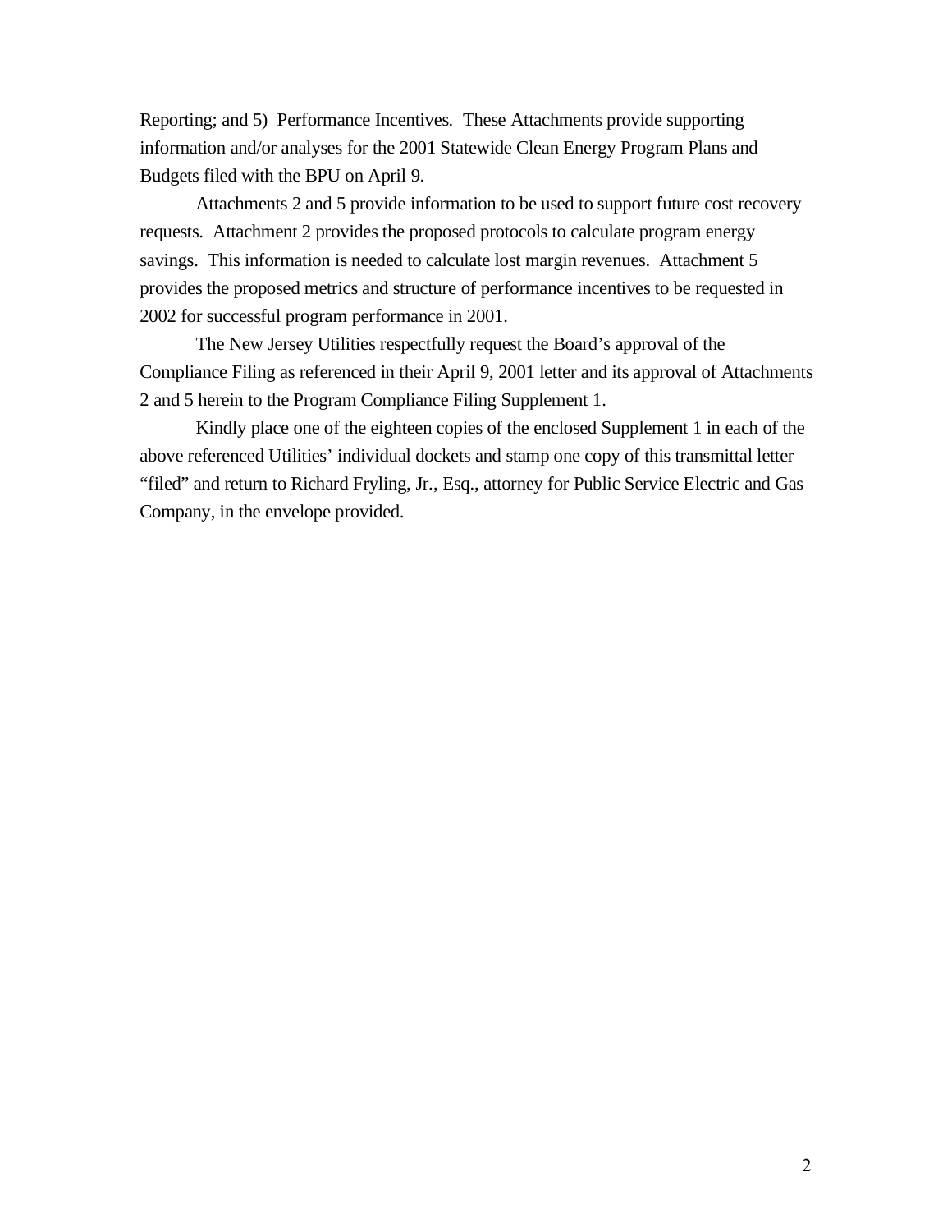Reporting; and 5) Performance Incentives. These Attachments provide supporting information and/or analyses for the 2001 Statewide Clean Energy Program Plans and Budgets filed with the BPU on April 9.

Attachments 2 and 5 provide information to be used to support future cost recovery requests. Attachment 2 provides the proposed protocols to calculate program energy savings. This information is needed to calculate lost margin revenues. Attachment 5 provides the proposed metrics and structure of performance incentives to be requested in 2002 for successful program performance in 2001.

The New Jersey Utilities respectfully request the Board's approval of the Compliance Filing as referenced in their April 9, 2001 letter and its approval of Attachments 2 and 5 herein to the Program Compliance Filing Supplement 1.

Kindly place one of the eighteen copies of the enclosed Supplement 1 in each of the above referenced Utilities' individual dockets and stamp one copy of this transmittal letter "filed" and return to Richard Fryling, Jr., Esq., attorney for Public Service Electric and Gas Company, in the envelope provided.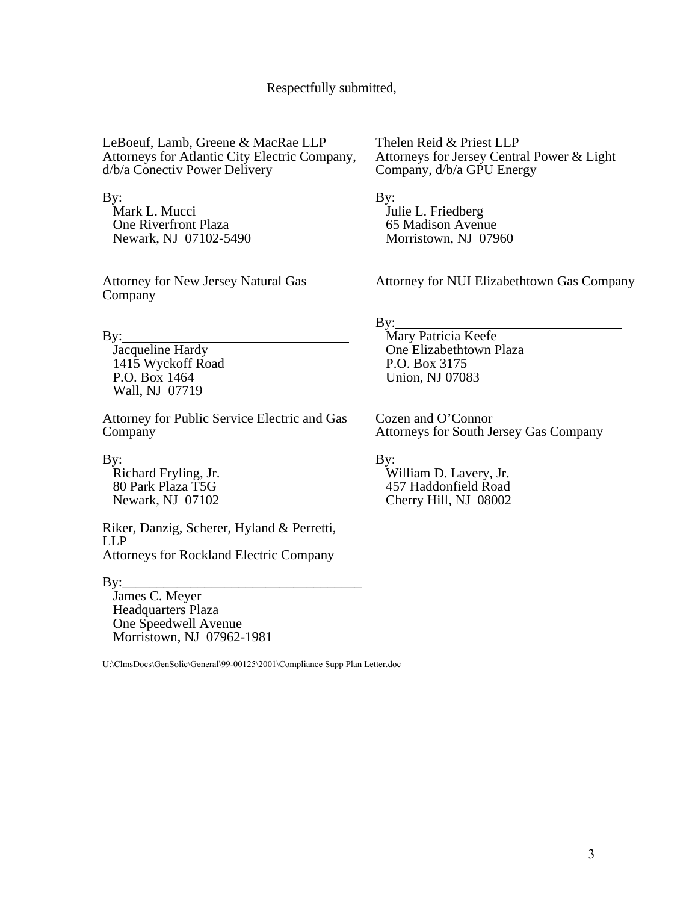Respectfully submitted,

LeBoeuf, Lamb, Greene & MacRae LLP
Attorneys for Atlantic City Electric Company, d/b/a Conectiv Power Delivery

By:________________________________
Mark L. Mucci
One Riverfront Plaza
Newark, NJ 07102-5490

Thelen Reid & Priest LLP
Attorneys for Jersey Central Power & Light Company, d/b/a GPU Energy

By:________________________________
Julie L. Friedberg
65 Madison Avenue
Morristown, NJ 07960

Attorney for New Jersey Natural Gas Company

By:________________________________
Jacqueline Hardy
1415 Wyckoff Road
P.O. Box 1464
Wall, NJ 07719

Attorney for NUI Elizabethtown Gas Company

By:________________________________
Mary Patricia Keefe
One Elizabethtown Plaza
P.O. Box 3175
Union, NJ 07083

Attorney for Public Service Electric and Gas Company

By:________________________________
Richard Fryling, Jr.
80 Park Plaza T5G
Newark, NJ 07102

Cozen and O'Connor
Attorneys for South Jersey Gas Company

By:________________________________
William D. Lavery, Jr.
457 Haddonfield Road
Cherry Hill, NJ 08002

Riker, Danzig, Scherer, Hyland & Perretti, LLP
Attorneys for Rockland Electric Company

By:________________________________
James C. Meyer
Headquarters Plaza
One Speedwell Avenue
Morristown, NJ 07962-1981

U:\ClmsDocs\GenSolic\General\99-00125\2001\Compliance Supp Plan Letter.doc